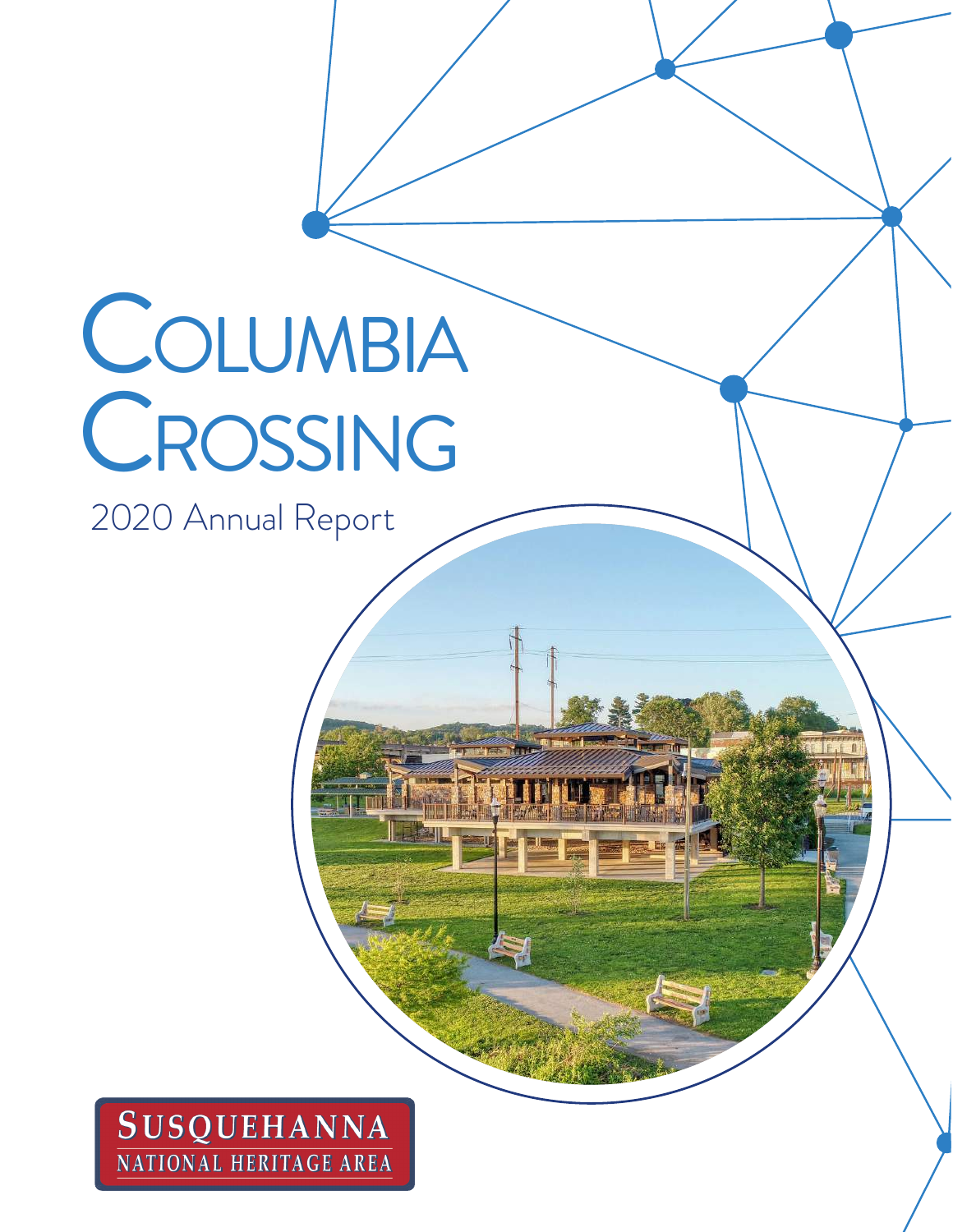# Columbia Crossing

2020 Annual Report

SUSQUEHANNA
NATIONAL HERITAGE AREA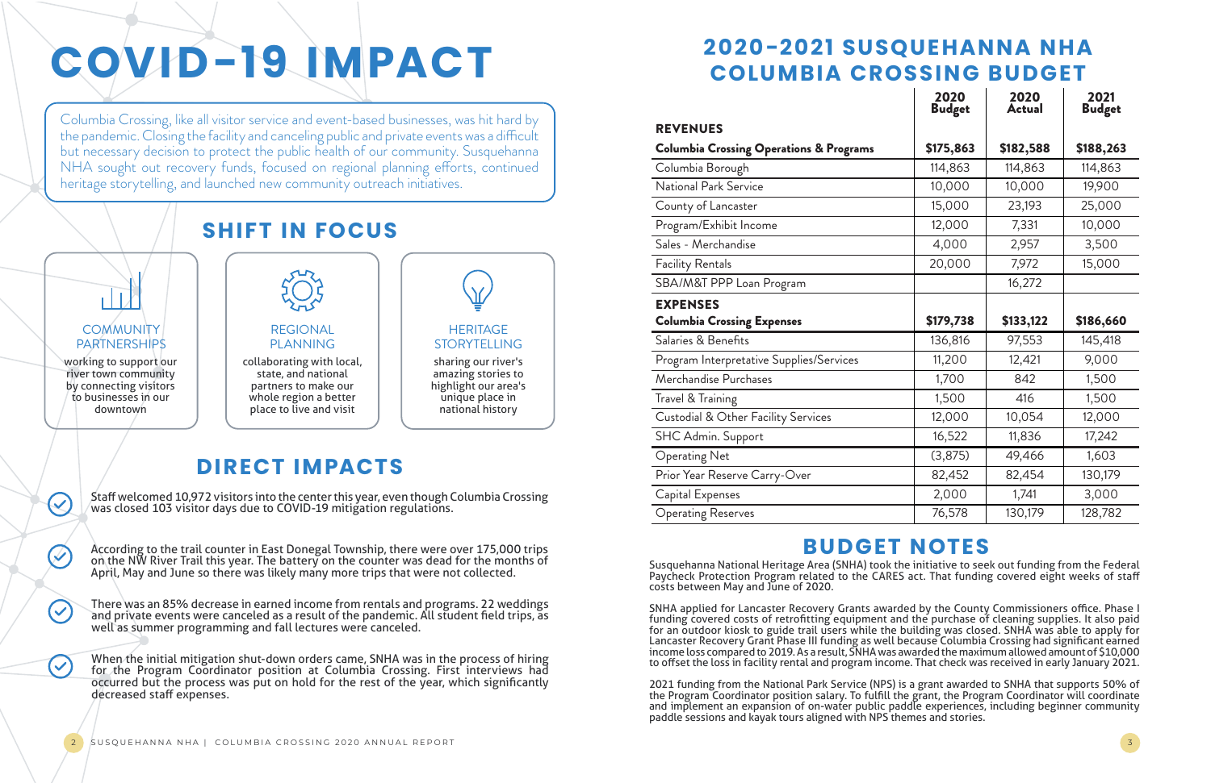# COVID-19 IMPACT

Columbia Crossing, like all visitor service and event-based businesses, was hit hard by the pandemic. Closing the facility and canceling public and private events was a difficult but necessary decision to protect the public health of our community. Susquehanna NHA sought out recovery funds, focused on regional planning efforts, continued heritage storytelling, and launched new community outreach initiatives.

## SHIFT IN FOCUS

**COMMUNITY PARTNERSHIPS**
working to support our river town community by connecting visitors to businesses in our downtown

**REGIONAL PLANNING**
collaborating with local, state, and national partners to make our whole region a better place to live and visit

**HERITAGE STORYTELLING**
sharing our river's amazing stories to highlight our area's unique place in national history

## DIRECT IMPACTS

- Staff welcomed 10,972 visitors into the center this year, even though Columbia Crossing was closed 103 visitor days due to COVID-19 mitigation regulations.
- According to the trail counter in East Donegal Township, there were over 175,000 trips on the NW River Trail this year. The battery on the counter was dead for the months of April, May and June so there was likely many more trips that were not collected.
- There was an 85% decrease in earned income from rentals and programs. 22 weddings and private events were canceled as a result of the pandemic. All student field trips, as well as summer programming and fall lectures were canceled.
- When the initial mitigation shut-down orders came, SNHA was in the process of hiring for the Program Coordinator position at Columbia Crossing. First interviews had occurred but the process was put on hold for the rest of the year, which significantly decreased staff expenses.

# 2020-2021 SUSQUEHANNA NHA COLUMBIA CROSSING BUDGET

| | 2020 Budget | 2020 Actual | 2021 Budget |
|---|---|---|---|
| **REVENUES** | | | |
| **Columbia Crossing Operations & Programs** | **$175,863** | **$182,588** | **$188,263** |
| Columbia Borough | 114,863 | 114,863 | 114,863 |
| National Park Service | 10,000 | 10,000 | 19,900 |
| County of Lancaster | 15,000 | 23,193 | 25,000 |
| Program/Exhibit Income | 12,000 | 7,331 | 10,000 |
| Sales - Merchandise | 4,000 | 2,957 | 3,500 |
| Facility Rentals | 20,000 | 7,972 | 15,000 |
| SBA/M&T PPP Loan Program | | 16,272 | |
| **EXPENSES** | | | |
| **Columbia Crossing Expenses** | **$179,738** | **$133,122** | **$186,660** |
| Salaries & Benefits | 136,816 | 97,553 | 145,418 |
| Program Interpretative Supplies/Services | 11,200 | 12,421 | 9,000 |
| Merchandise Purchases | 1,700 | 842 | 1,500 |
| Travel & Training | 1,500 | 416 | 1,500 |
| Custodial & Other Facility Services | 12,000 | 10,054 | 12,000 |
| SHC Admin. Support | 16,522 | 11,836 | 17,242 |
| Operating Net | (3,875) | 49,466 | 1,603 |
| Prior Year Reserve Carry-Over | 82,452 | 82,454 | 130,179 |
| Capital Expenses | 2,000 | 1,741 | 3,000 |
| Operating Reserves | 76,578 | 130,179 | 128,782 |

## BUDGET NOTES

Susquehanna National Heritage Area (SNHA) took the initiative to seek out funding from the Federal Paycheck Protection Program related to the CARES act. That funding covered eight weeks of staff costs between May and June of 2020.

SNHA applied for Lancaster Recovery Grants awarded by the County Commissioners office. Phase I funding covered costs of retrofitting equipment and the purchase of cleaning supplies. It also paid for an outdoor kiosk to guide trail users while the building was closed. SNHA was able to apply for Lancaster Recovery Grant Phase III funding as well because Columbia Crossing had significant earned income loss compared to 2019. As a result, SNHA was awarded the maximum allowed amount of $10,000 to offset the loss in facility rental and program income. That check was received in early January 2021.

2021 funding from the National Park Service (NPS) is a grant awarded to SNHA that supports 50% of the Program Coordinator position salary. To fulfill the grant, the Program Coordinator will coordinate and implement an expansion of on-water public paddle experiences, including beginner community paddle sessions and kayak tours aligned with NPS themes and stories.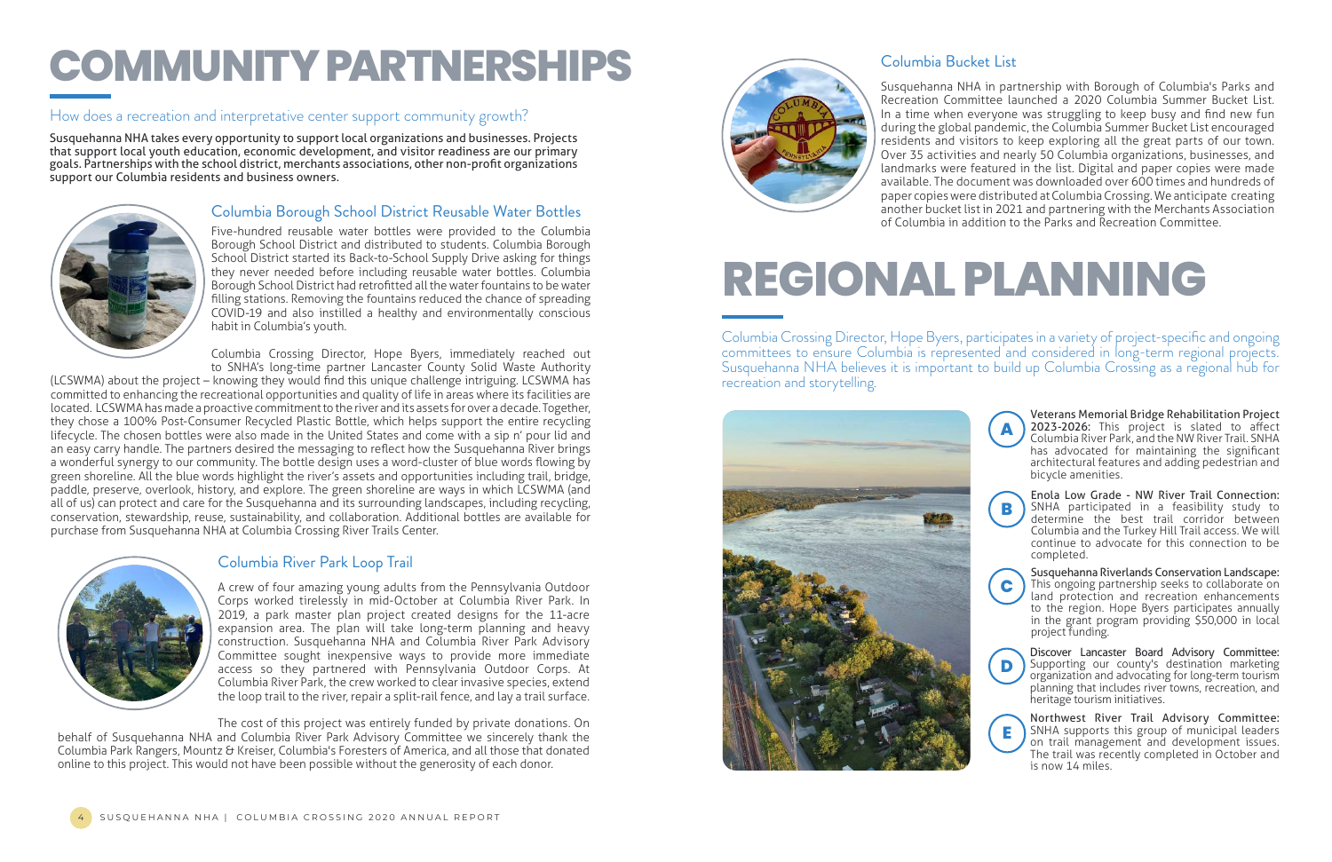# COMMUNITY PARTNERSHIPS

## How does a recreation and interpretative center support community growth?

**Susquehanna NHA takes every opportunity to support local organizations and businesses. Projects that support local youth education, economic development, and visitor readiness are our primary goals. Partnerships with the school district, merchants associations, other non-profit organizations support our Columbia residents and business owners.**

### Columbia Borough School District Reusable Water Bottles

Five-hundred reusable water bottles were provided to the Columbia Borough School District and distributed to students. Columbia Borough School District started its Back-to-School Supply Drive asking for things they never needed before including reusable water bottles. Columbia Borough School District had retrofitted all the water fountains to be water filling stations. Removing the fountains reduced the chance of spreading COVID-19 and also instilled a healthy and environmentally conscious habit in Columbia's youth.

Columbia Crossing Director, Hope Byers, immediately reached out to SNHA's long-time partner Lancaster County Solid Waste Authority (LCSWMA) about the project – knowing they would find this unique challenge intriguing. LCSWMA has committed to enhancing the recreational opportunities and quality of life in areas where its facilities are located. LCSWMA has made a proactive commitment to the river and its assets for over a decade. Together, they chose a 100% Post-Consumer Recycled Plastic Bottle, which helps support the entire recycling lifecycle. The chosen bottles were also made in the United States and come with a sip n' pour lid and an easy carry handle. The partners desired the messaging to reflect how the Susquehanna River brings a wonderful synergy to our community. The bottle design uses a word-cluster of blue words flowing by green shoreline. All the blue words highlight the river's assets and opportunities including trail, bridge, paddle, preserve, overlook, history, and explore. The green shoreline are ways in which LCSWMA (and all of us) can protect and care for the Susquehanna and its surrounding landscapes, including recycling, conservation, stewardship, reuse, sustainability, and collaboration. Additional bottles are available for purchase from Susquehanna NHA at Columbia Crossing River Trails Center.

### Columbia River Park Loop Trail

A crew of four amazing young adults from the Pennsylvania Outdoor Corps worked tirelessly in mid-October at Columbia River Park. In 2019, a park master plan project created designs for the 11-acre expansion area. The plan will take long-term planning and heavy construction. Susquehanna NHA and Columbia River Park Advisory Committee sought inexpensive ways to provide more immediate access so they partnered with Pennsylvania Outdoor Corps. At Columbia River Park, the crew worked to clear invasive species, extend the loop trail to the river, repair a split-rail fence, and lay a trail surface.

The cost of this project was entirely funded by private donations. On behalf of Susquehanna NHA and Columbia River Park Advisory Committee we sincerely thank the Columbia Park Rangers, Mountz & Kreiser, Columbia's Foresters of America, and all those that donated online to this project. This would not have been possible without the generosity of each donor.

### Columbia Bucket List

Susquehanna NHA in partnership with Borough of Columbia's Parks and Recreation Committee launched a 2020 Columbia Summer Bucket List. In a time when everyone was struggling to keep busy and find new fun during the global pandemic, the Columbia Summer Bucket List encouraged residents and visitors to keep exploring all the great parts of our town. Over 35 activities and nearly 50 Columbia organizations, businesses, and landmarks were featured in the list. Digital and paper copies were made available. The document was downloaded over 600 times and hundreds of paper copies were distributed at Columbia Crossing. We anticipate creating another bucket list in 2021 and partnering with the Merchants Association of Columbia in addition to the Parks and Recreation Committee.

# REGIONAL PLANNING

Columbia Crossing Director, Hope Byers, participates in a variety of project-specific and ongoing committees to ensure Columbia is represented and considered in long-term regional projects. Susquehanna NHA believes it is important to build up Columbia Crossing as a regional hub for recreation and storytelling.

**A** **Veterans Memorial Bridge Rehabilitation Project 2023-2026:** This project is slated to affect Columbia River Park, and the NW River Trail. SNHA has advocated for maintaining the significant architectural features and adding pedestrian and bicycle amenities.

**B** **Enola Low Grade - NW River Trail Connection:** SNHA participated in a feasibility study to determine the best trail corridor between Columbia and the Turkey Hill Trail access. We will continue to advocate for this connection to be completed.

**C** **Susquehanna Riverlands Conservation Landscape:** This ongoing partnership seeks to collaborate on land protection and recreation enhancements to the region. Hope Byers participates annually in the grant program providing $50,000 in local project funding.

**D** **Discover Lancaster Board Advisory Committee:** Supporting our county's destination marketing organization and advocating for long-term tourism planning that includes river towns, recreation, and heritage tourism initiatives.

**E** **Northwest River Trail Advisory Committee:** SNHA supports this group of municipal leaders on trail management and development issues. The trail was recently completed in October and is now 14 miles.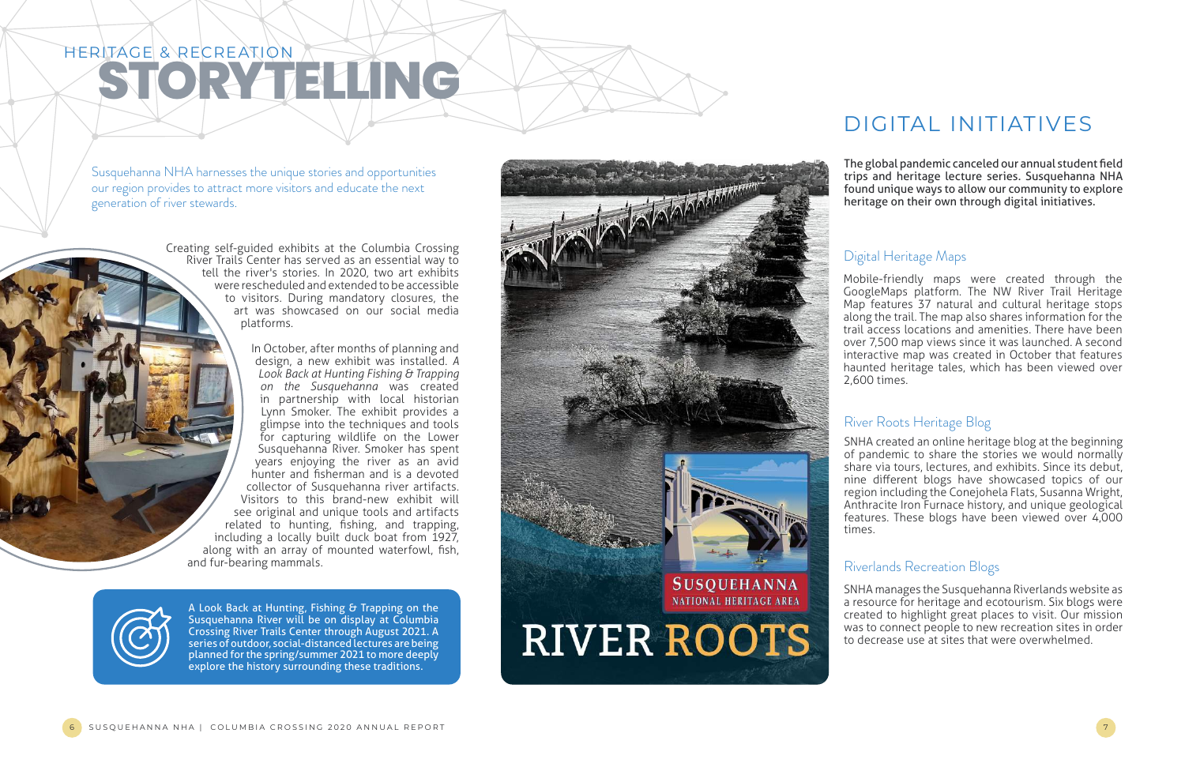# HERITAGE & RECREATION STORYTELLING

Susquehanna NHA harnesses the unique stories and opportunities our region provides to attract more visitors and educate the next generation of river stewards.

Creating self-guided exhibits at the Columbia Crossing River Trails Center has served as an essential way to tell the river's stories. In 2020, two art exhibits were rescheduled and extended to be accessible to visitors. During mandatory closures, the art was showcased on our social media platforms.

In October, after months of planning and design, a new exhibit was installed. *A Look Back at Hunting Fishing & Trapping on the Susquehanna* was created in partnership with local historian Lynn Smoker. The exhibit provides a glimpse into the techniques and tools for capturing wildlife on the Lower Susquehanna River. Smoker has spent years enjoying the river as an avid hunter and fisherman and is a devoted collector of Susquehanna river artifacts. Visitors to this brand-new exhibit will see original and unique tools and artifacts related to hunting, fishing, and trapping, including a locally built duck boat from 1927, along with an array of mounted waterfowl, fish, and fur-bearing mammals.

A Look Back at Hunting, Fishing & Trapping on the Susquehanna River will be on display at Columbia Crossing River Trails Center through August 2021. A series of outdoor, social-distanced lectures are being planned for the spring/summer 2021 to more deeply explore the history surrounding these traditions.

SUSQUEHANNA NATIONAL HERITAGE AREA

RIVER ROOTS

## DIGITAL INITIATIVES

**The global pandemic canceled our annual student field trips and heritage lecture series. Susquehanna NHA found unique ways to allow our community to explore heritage on their own through digital initiatives.**

### Digital Heritage Maps

Mobile-friendly maps were created through the GoogleMaps platform. The NW River Trail Heritage Map features 37 natural and cultural heritage stops along the trail. The map also shares information for the trail access locations and amenities. There have been over 7,500 map views since it was launched. A second interactive map was created in October that features haunted heritage tales, which has been viewed over 2,600 times.

### River Roots Heritage Blog

SNHA created an online heritage blog at the beginning of pandemic to share the stories we would normally share via tours, lectures, and exhibits. Since its debut, nine different blogs have showcased topics of our region including the Conejohela Flats, Susanna Wright, Anthracite Iron Furnace history, and unique geological features. These blogs have been viewed over 4,000 times.

### Riverlands Recreation Blogs

SNHA manages the Susquehanna Riverlands website as a resource for heritage and ecotourism. Six blogs were created to highlight great places to visit. Our mission was to connect people to new recreation sites in order to decrease use at sites that were overwhelmed.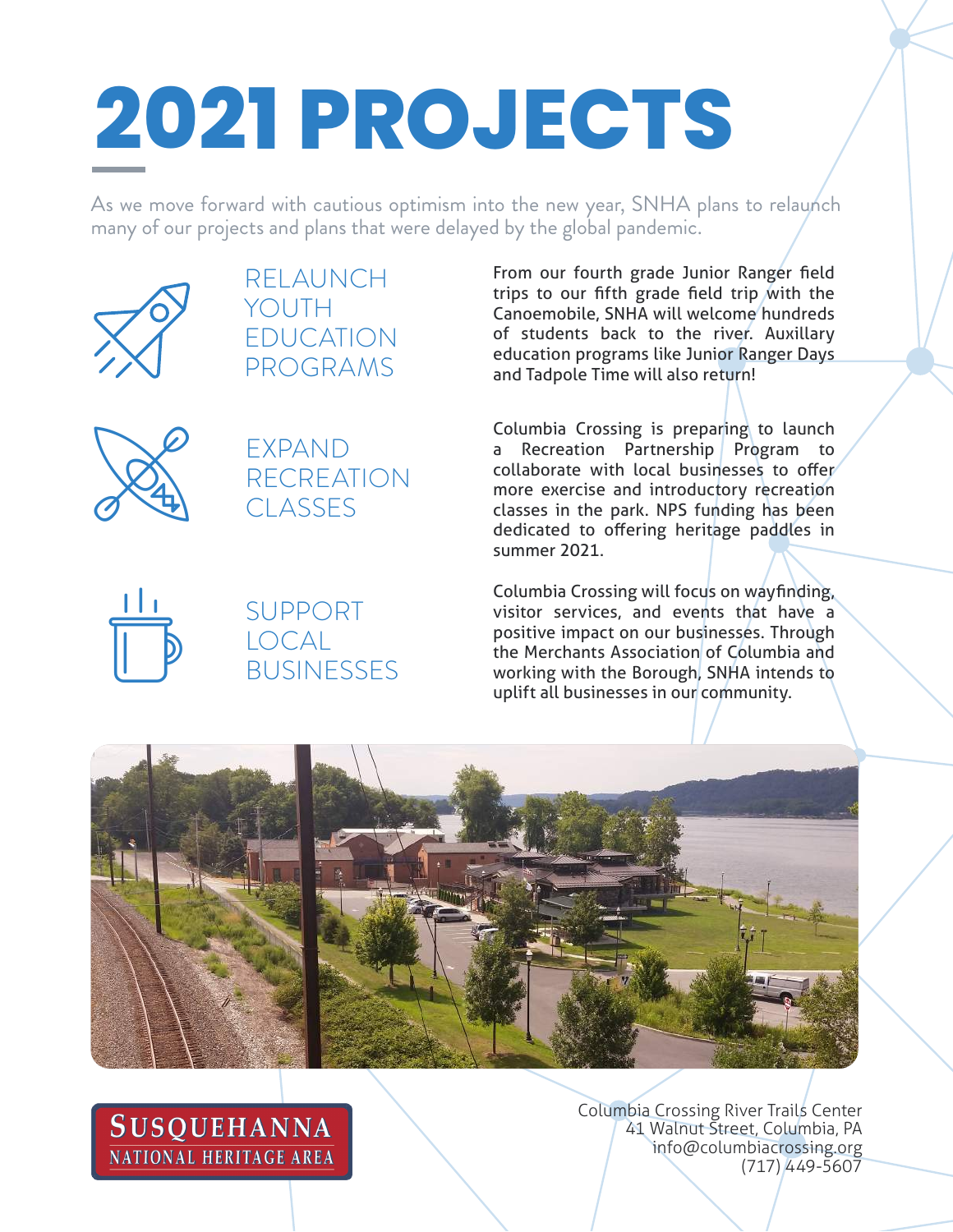# 2021 PROJECTS

As we move forward with cautious optimism into the new year, SNHA plans to relaunch many of our projects and plans that were delayed by the global pandemic.

## RELAUNCH YOUTH EDUCATION PROGRAMS

From our fourth grade Junior Ranger field trips to our fifth grade field trip with the Canoemobile, SNHA will welcome hundreds of students back to the river. Auxillary education programs like Junior Ranger Days and Tadpole Time will also return!

## EXPAND RECREATION CLASSES

Columbia Crossing is preparing to launch a Recreation Partnership Program to collaborate with local businesses to offer more exercise and introductory recreation classes in the park. NPS funding has been dedicated to offering heritage paddles in summer 2021.

## SUPPORT LOCAL BUSINESSES

Columbia Crossing will focus on wayfinding, visitor services, and events that have a positive impact on our businesses. Through the Merchants Association of Columbia and working with the Borough, SNHA intends to uplift all businesses in our community.

SUSQUEHANNA NATIONAL HERITAGE AREA

Columbia Crossing River Trails Center
41 Walnut Street, Columbia, PA
info@columbiacrossing.org
(717) 449-5607